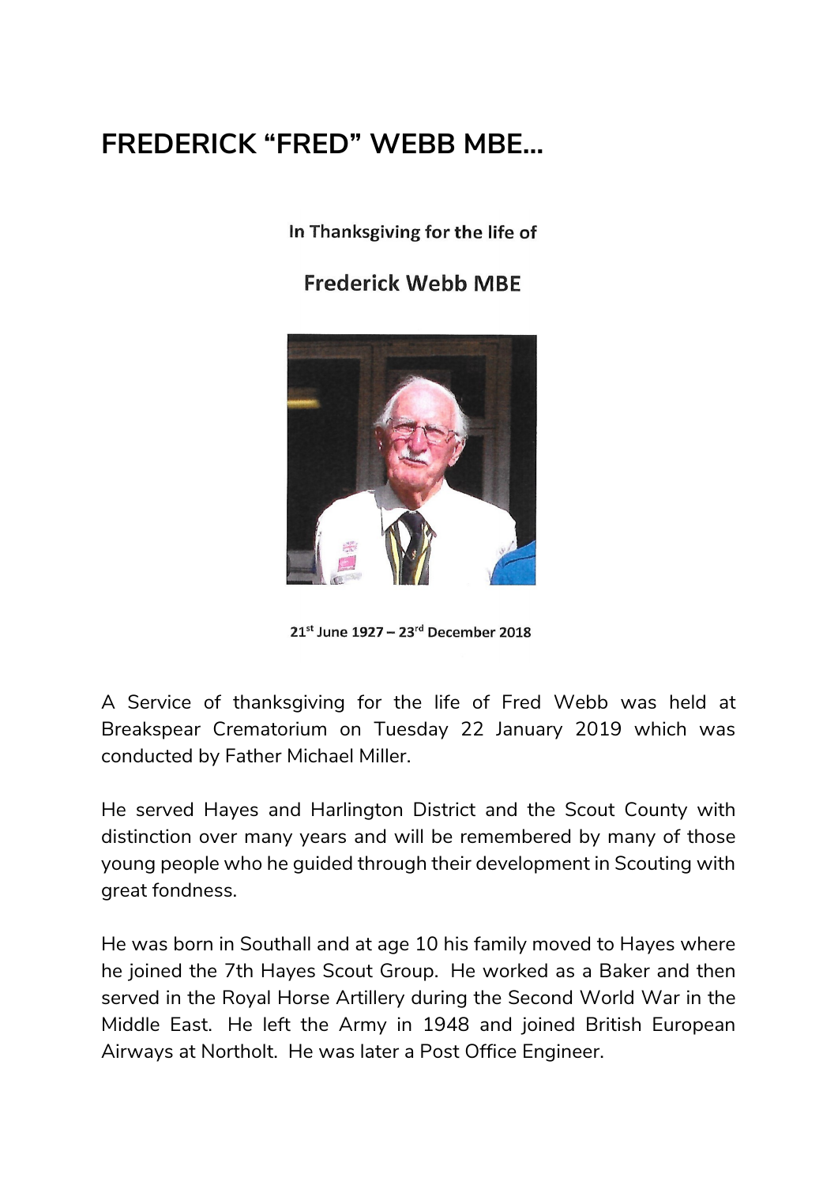# FREDERICK "FRED" WEBB MBE...

In Thanksgiving for the life of

## Frederick Webb MBE

21st June 1927 – 23rd December 2018

A Service of thanksgiving for the life of Fred Webb was held at Breakspear Crematorium on Tuesday 22 January 2019 which was conducted by Father Michael Miller.

He served Hayes and Harlington District and the Scout County with distinction over many years and will be remembered by many of those young people who he guided through their development in Scouting with great fondness.

He was born in Southall and at age 10 his family moved to Hayes where he joined the 7th Hayes Scout Group. He worked as a Baker and then served in the Royal Horse Artillery during the Second World War in the Middle East. He left the Army in 1948 and joined British European Airways at Northolt. He was later a Post Office Engineer.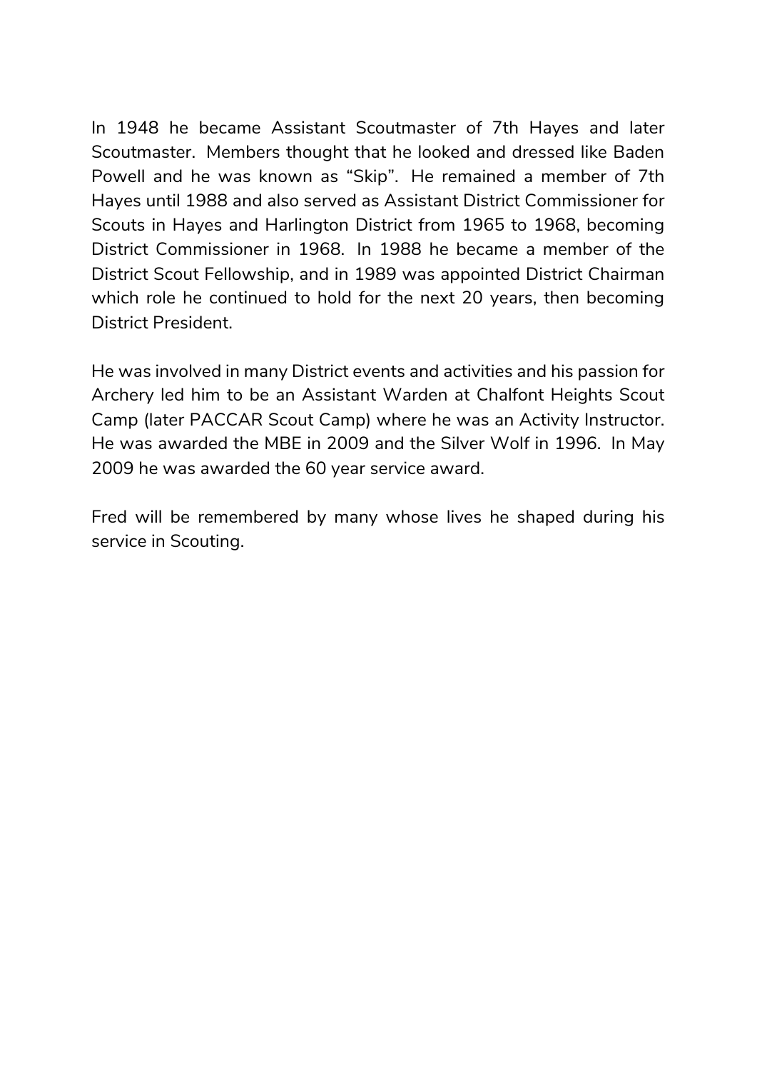In 1948 he became Assistant Scoutmaster of 7th Hayes and later Scoutmaster. Members thought that he looked and dressed like Baden Powell and he was known as “Skip”. He remained a member of 7th Hayes until 1988 and also served as Assistant District Commissioner for Scouts in Hayes and Harlington District from 1965 to 1968, becoming District Commissioner in 1968. In 1988 he became a member of the District Scout Fellowship, and in 1989 was appointed District Chairman which role he continued to hold for the next 20 years, then becoming District President.

He was involved in many District events and activities and his passion for Archery led him to be an Assistant Warden at Chalfont Heights Scout Camp (later PACCAR Scout Camp) where he was an Activity Instructor. He was awarded the MBE in 2009 and the Silver Wolf in 1996. In May 2009 he was awarded the 60 year service award.

Fred will be remembered by many whose lives he shaped during his service in Scouting.